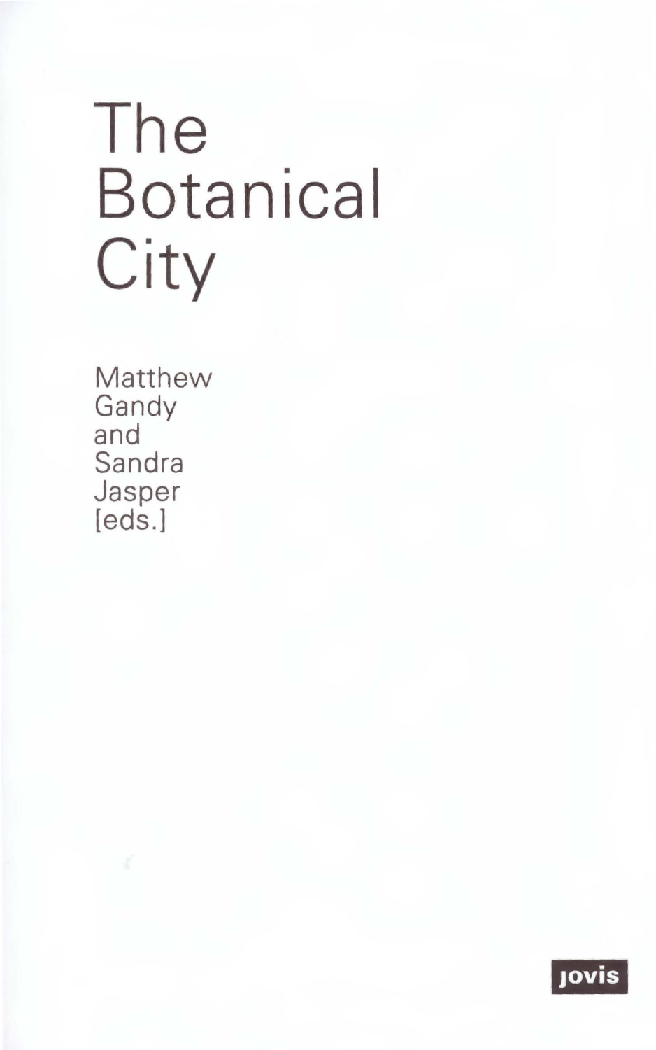# The Botanical City

Matthew Gandy and Sandra Jasper [eds.]

jovis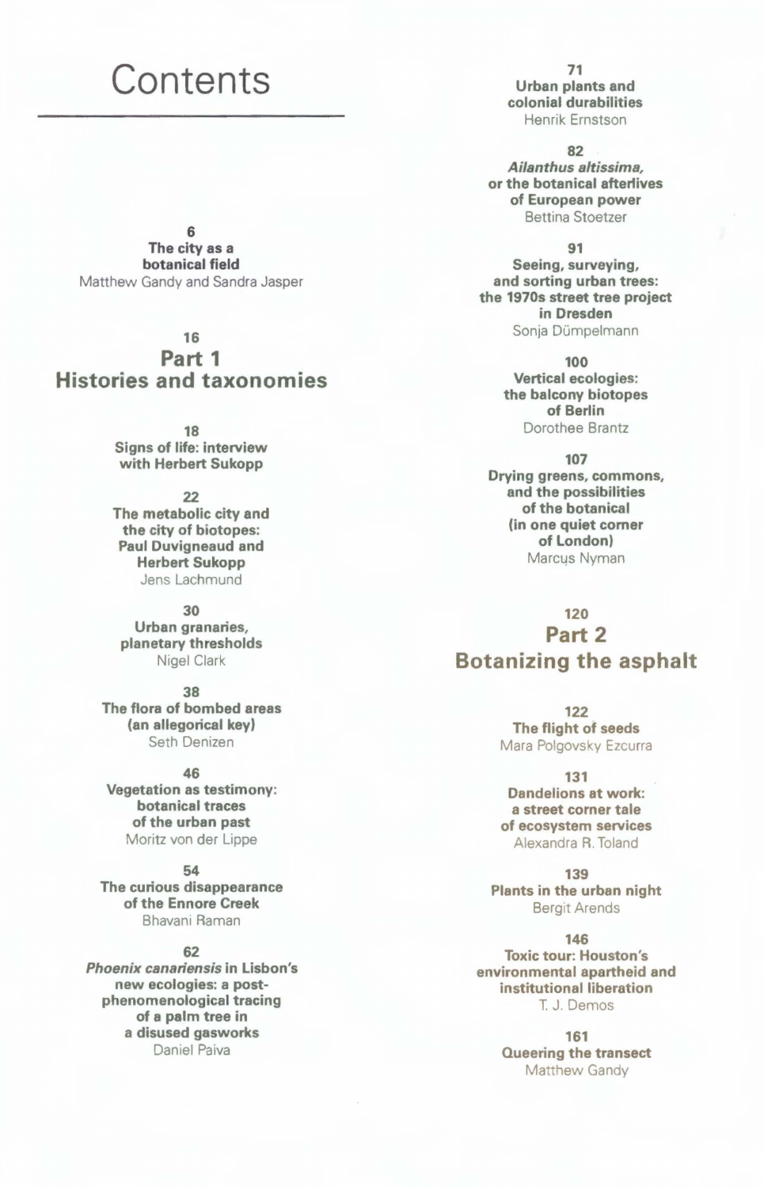# Contents

6
**The city as a botanical field**
Matthew Gandy and Sandra Jasper

16
## Part 1
## Histories and taxonomies

18
**Signs of life: interview with Herbert Sukopp**

22
**The metabolic city and the city of biotopes: Paul Duvigneaud and Herbert Sukopp**
Jens Lachmund

30
**Urban granaries, planetary thresholds**
Nigel Clark

38
**The flora of bombed areas (an allegorical key)**
Seth Denizen

46
**Vegetation as testimony: botanical traces of the urban past**
Moritz von der Lippe

54
**The curious disappearance of the Ennore Creek**
Bhavani Raman

62
***Phoenix canariensis* in Lisbon's new ecologies: a post-phenomenological tracing of a palm tree in a disused gasworks**
Daniel Paiva

71
**Urban plants and colonial durabilities**
Henrik Ernstson

82
***Ailanthus altissima*, or the botanical afterlives of European power**
Bettina Stoetzer

91
**Seeing, surveying, and sorting urban trees: the 1970s street tree project in Dresden**
Sonja Dümpelmann

100
**Vertical ecologies: the balcony biotopes of Berlin**
Dorothee Brantz

107
**Drying greens, commons, and the possibilities of the botanical (in one quiet corner of London)**
Marcus Nyman

120
## Part 2
## Botanizing the asphalt

122
**The flight of seeds**
Mara Polgovsky Ezcurra

131
**Dandelions at work: a street corner tale of ecosystem services**
Alexandra R. Toland

139
**Plants in the urban night**
Bergit Arends

146
**Toxic tour: Houston's environmental apartheid and institutional liberation**
T. J. Demos

161
**Queering the transect**
Matthew Gandy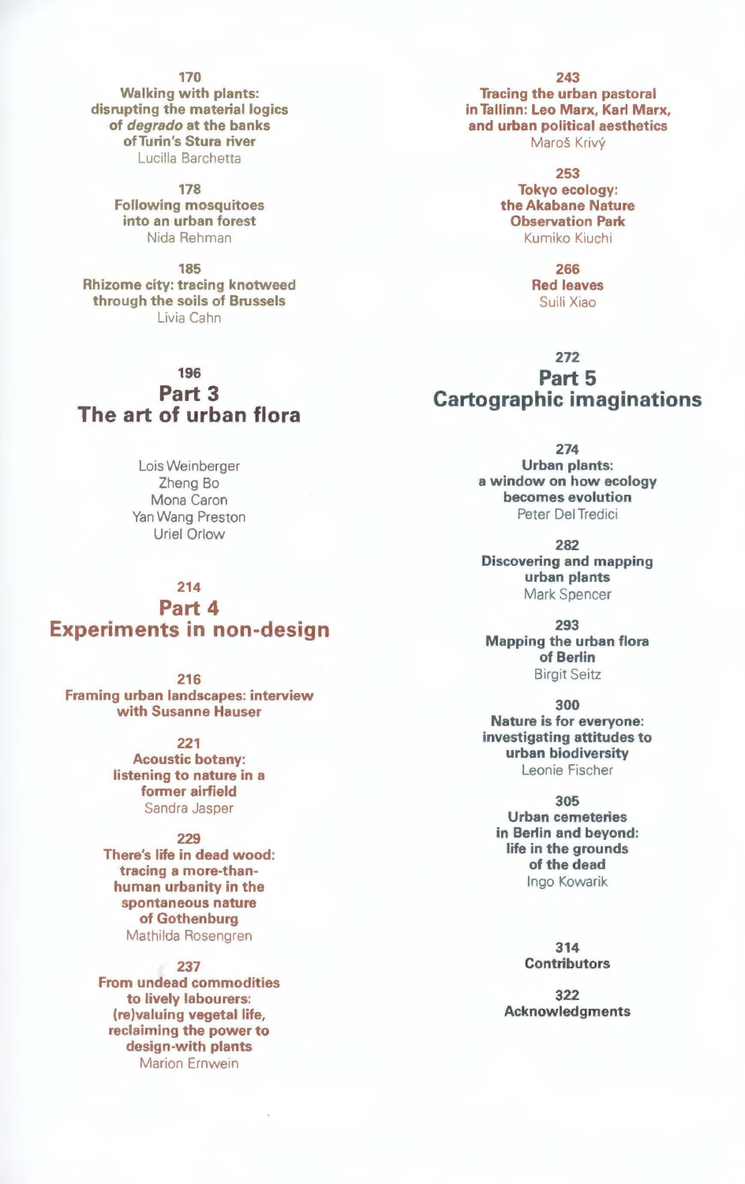170
**Walking with plants: disrupting the material logics of *degrado* at the banks of Turin's Stura river**
Lucilla Barchetta

178
**Following mosquitoes into an urban forest**
Nida Rehman

185
**Rhizome city: tracing knotweed through the soils of Brussels**
Livia Cahn

196
## Part 3 The art of urban flora

Lois Weinberger
Zheng Bo
Mona Caron
Yan Wang Preston
Uriel Orlow

214
## Part 4 Experiments in non-design

216
**Framing urban landscapes: interview with Susanne Hauser**

221
**Acoustic botany: listening to nature in a former airfield**
Sandra Jasper

229
**There's life in dead wood: tracing a more-than-human urbanity in the spontaneous nature of Gothenburg**
Mathilda Rosengren

237
**From undead commodities to lively labourers: (re)valuing vegetal life, reclaiming the power to design-with plants**
Marion Ernwein

243
**Tracing the urban pastoral in Tallinn: Leo Marx, Karl Marx, and urban political aesthetics**
Maroš Krivý

253
**Tokyo ecology: the Akabane Nature Observation Park**
Kumiko Kiuchi

266
**Red leaves**
Suili Xiao

272
## Part 5 Cartographic imaginations

274
**Urban plants: a window on how ecology becomes evolution**
Peter Del Tredici

282
**Discovering and mapping urban plants**
Mark Spencer

293
**Mapping the urban flora of Berlin**
Birgit Seitz

300
**Nature is for everyone: investigating attitudes to urban biodiversity**
Leonie Fischer

305
**Urban cemeteries in Berlin and beyond: life in the grounds of the dead**
Ingo Kowarik

314
**Contributors**

322
**Acknowledgments**